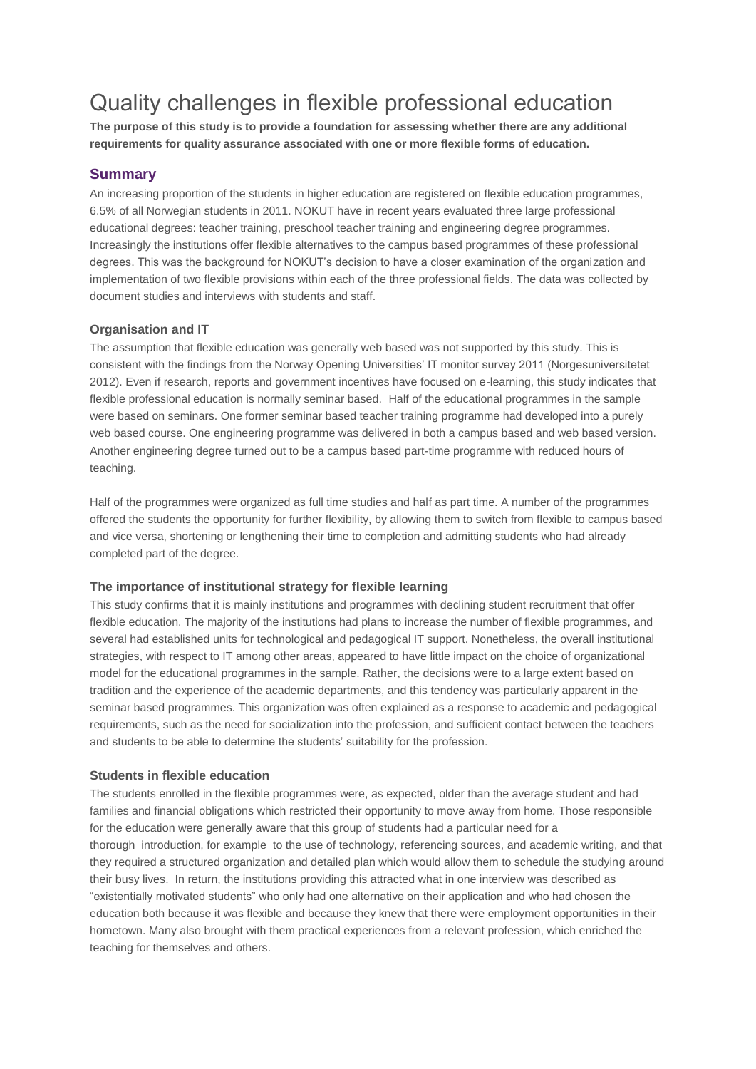# Quality challenges in flexible professional education

**The purpose of this study is to provide a foundation for assessing whether there are any additional requirements for quality assurance associated with one or more flexible forms of education.**

## Summary

An increasing proportion of the students in higher education are registered on flexible education programmes, 6.5% of all Norwegian students in 2011. NOKUT have in recent years evaluated three large professional educational degrees: teacher training, preschool teacher training and engineering degree programmes. Increasingly the institutions offer flexible alternatives to the campus based programmes of these professional degrees. This was the background for NOKUT's decision to have a closer examination of the organization and implementation of two flexible provisions within each of the three professional fields. The data was collected by document studies and interviews with students and staff.

### Organisation and IT

The assumption that flexible education was generally web based was not supported by this study. This is consistent with the findings from the Norway Opening Universities' IT monitor survey 2011 (Norgesuniversitetet 2012). Even if research, reports and government incentives have focused on e-learning, this study indicates that flexible professional education is normally seminar based. Half of the educational programmes in the sample were based on seminars. One former seminar based teacher training programme had developed into a purely web based course. One engineering programme was delivered in both a campus based and web based version. Another engineering degree turned out to be a campus based part-time programme with reduced hours of teaching.

Half of the programmes were organized as full time studies and half as part time. A number of the programmes offered the students the opportunity for further flexibility, by allowing them to switch from flexible to campus based and vice versa, shortening or lengthening their time to completion and admitting students who had already completed part of the degree.

### The importance of institutional strategy for flexible learning

This study confirms that it is mainly institutions and programmes with declining student recruitment that offer flexible education. The majority of the institutions had plans to increase the number of flexible programmes, and several had established units for technological and pedagogical IT support. Nonetheless, the overall institutional strategies, with respect to IT among other areas, appeared to have little impact on the choice of organizational model for the educational programmes in the sample. Rather, the decisions were to a large extent based on tradition and the experience of the academic departments, and this tendency was particularly apparent in the seminar based programmes. This organization was often explained as a response to academic and pedagogical requirements, such as the need for socialization into the profession, and sufficient contact between the teachers and students to be able to determine the students' suitability for the profession.

### Students in flexible education

The students enrolled in the flexible programmes were, as expected, older than the average student and had families and financial obligations which restricted their opportunity to move away from home. Those responsible for the education were generally aware that this group of students had a particular need for a thorough introduction, for example to the use of technology, referencing sources, and academic writing, and that they required a structured organization and detailed plan which would allow them to schedule the studying around their busy lives. In return, the institutions providing this attracted what in one interview was described as "existentially motivated students" who only had one alternative on their application and who had chosen the education both because it was flexible and because they knew that there were employment opportunities in their hometown. Many also brought with them practical experiences from a relevant profession, which enriched the teaching for themselves and others.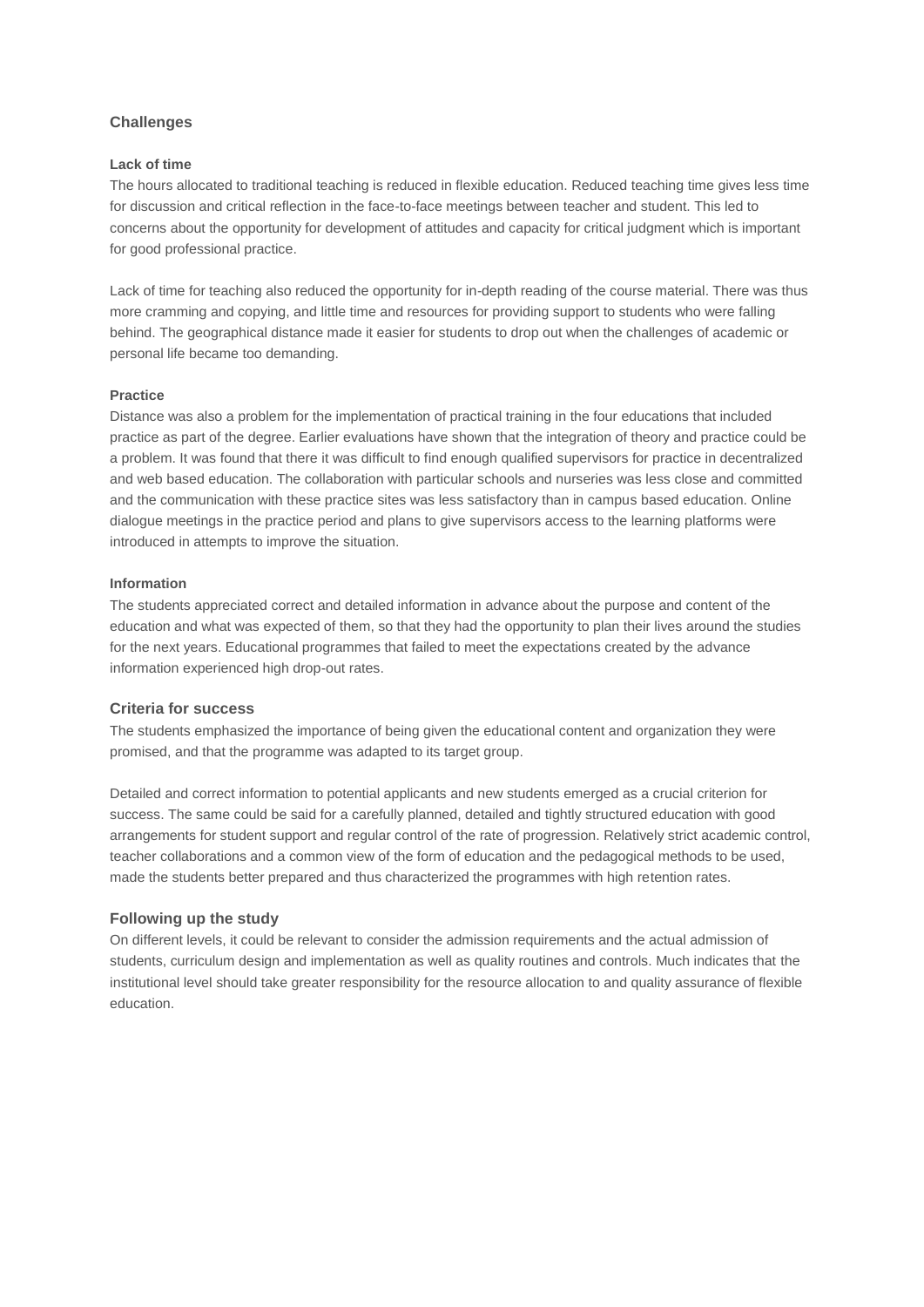## Challenges

### Lack of time

The hours allocated to traditional teaching is reduced in flexible education. Reduced teaching time gives less time for discussion and critical reflection in the face-to-face meetings between teacher and student. This led to concerns about the opportunity for development of attitudes and capacity for critical judgment which is important for good professional practice.

Lack of time for teaching also reduced the opportunity for in-depth reading of the course material. There was thus more cramming and copying, and little time and resources for providing support to students who were falling behind. The geographical distance made it easier for students to drop out when the challenges of academic or personal life became too demanding.

### Practice

Distance was also a problem for the implementation of practical training in the four educations that included practice as part of the degree. Earlier evaluations have shown that the integration of theory and practice could be a problem. It was found that there it was difficult to find enough qualified supervisors for practice in decentralized and web based education. The collaboration with particular schools and nurseries was less close and committed and the communication with these practice sites was less satisfactory than in campus based education. Online dialogue meetings in the practice period and plans to give supervisors access to the learning platforms were introduced in attempts to improve the situation.

### Information

The students appreciated correct and detailed information in advance about the purpose and content of the education and what was expected of them, so that they had the opportunity to plan their lives around the studies for the next years. Educational programmes that failed to meet the expectations created by the advance information experienced high drop-out rates.

## Criteria for success

The students emphasized the importance of being given the educational content and organization they were promised, and that the programme was adapted to its target group.

Detailed and correct information to potential applicants and new students emerged as a crucial criterion for success. The same could be said for a carefully planned, detailed and tightly structured education with good arrangements for student support and regular control of the rate of progression. Relatively strict academic control, teacher collaborations and a common view of the form of education and the pedagogical methods to be used, made the students better prepared and thus characterized the programmes with high retention rates.

## Following up the study

On different levels, it could be relevant to consider the admission requirements and the actual admission of students, curriculum design and implementation as well as quality routines and controls. Much indicates that the institutional level should take greater responsibility for the resource allocation to and quality assurance of flexible education.